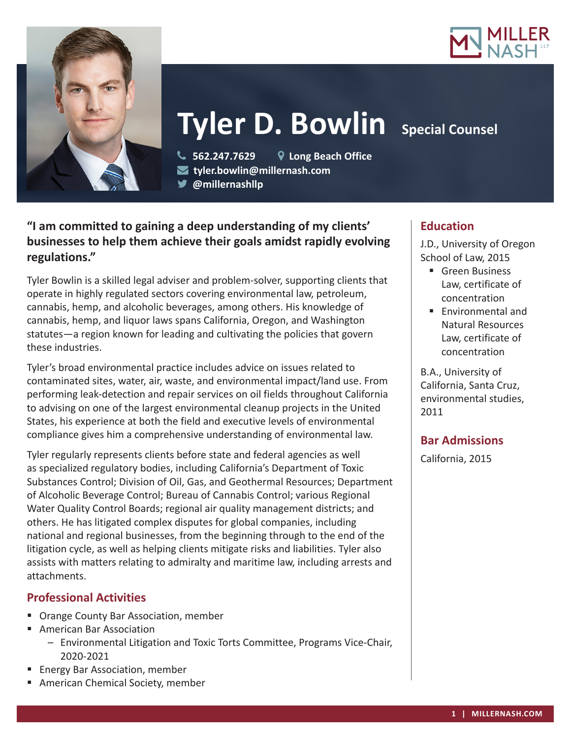# Tyler D. Bowlin

**Special Counsel**

562.247.7629 | Long Beach Office
tyler.bowlin@millernash.com
@millernashllp

**"I am committed to gaining a deep understanding of my clients' businesses to help them achieve their goals amidst rapidly evolving regulations."**

Tyler Bowlin is a skilled legal adviser and problem-solver, supporting clients that operate in highly regulated sectors covering environmental law, petroleum, cannabis, hemp, and alcoholic beverages, among others. His knowledge of cannabis, hemp, and liquor laws spans California, Oregon, and Washington statutes—a region known for leading and cultivating the policies that govern these industries.

Tyler's broad environmental practice includes advice on issues related to contaminated sites, water, air, waste, and environmental impact/land use. From performing leak-detection and repair services on oil fields throughout California to advising on one of the largest environmental cleanup projects in the United States, his experience at both the field and executive levels of environmental compliance gives him a comprehensive understanding of environmental law.

Tyler regularly represents clients before state and federal agencies as well as specialized regulatory bodies, including California's Department of Toxic Substances Control; Division of Oil, Gas, and Geothermal Resources; Department of Alcoholic Beverage Control; Bureau of Cannabis Control; various Regional Water Quality Control Boards; regional air quality management districts; and others. He has litigated complex disputes for global companies, including national and regional businesses, from the beginning through to the end of the litigation cycle, as well as helping clients mitigate risks and liabilities. Tyler also assists with matters relating to admiralty and maritime law, including arrests and attachments.

## Professional Activities

- Orange County Bar Association, member
- American Bar Association
  - Environmental Litigation and Toxic Torts Committee, Programs Vice-Chair, 2020-2021
- Energy Bar Association, member
- American Chemical Society, member

## Education

J.D., University of Oregon School of Law, 2015

- Green Business Law, certificate of concentration
- Environmental and Natural Resources Law, certificate of concentration

B.A., University of California, Santa Cruz, environmental studies, 2011

## Bar Admissions

California, 2015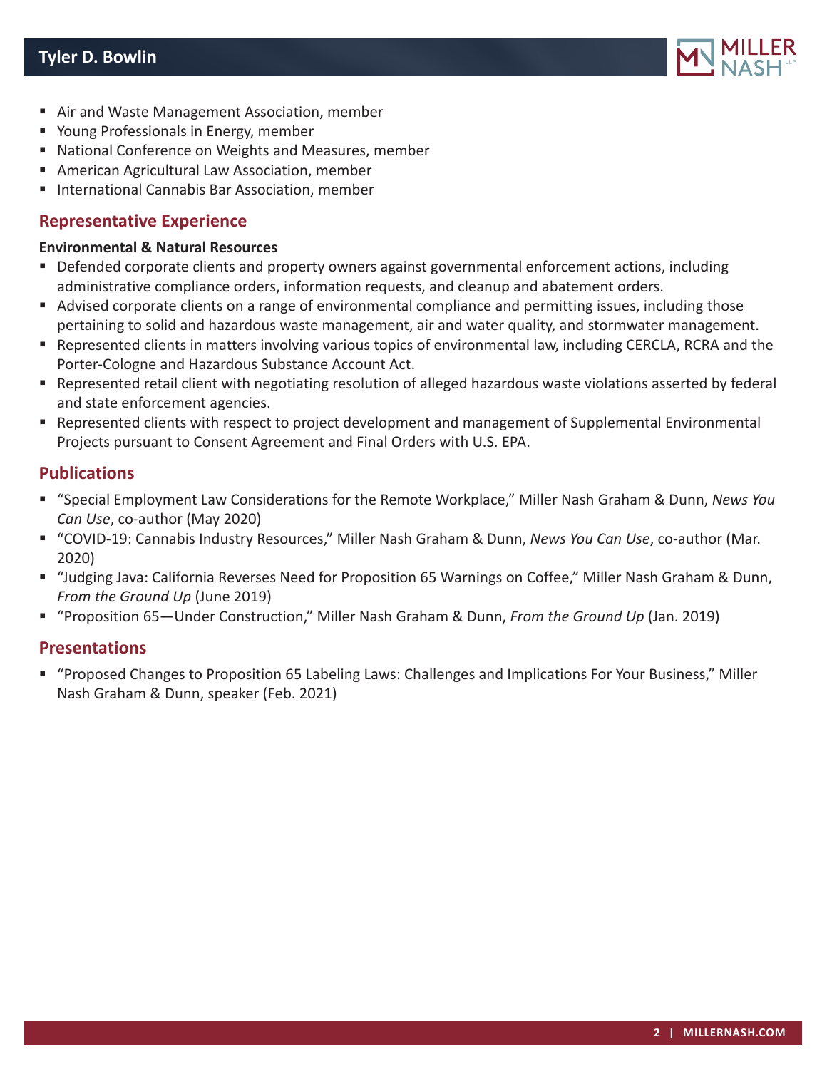- Air and Waste Management Association, member
- Young Professionals in Energy, member
- National Conference on Weights and Measures, member
- American Agricultural Law Association, member
- International Cannabis Bar Association, member

## Representative Experience

**Environmental & Natural Resources**

- Defended corporate clients and property owners against governmental enforcement actions, including administrative compliance orders, information requests, and cleanup and abatement orders.
- Advised corporate clients on a range of environmental compliance and permitting issues, including those pertaining to solid and hazardous waste management, air and water quality, and stormwater management.
- Represented clients in matters involving various topics of environmental law, including CERCLA, RCRA and the Porter-Cologne and Hazardous Substance Account Act.
- Represented retail client with negotiating resolution of alleged hazardous waste violations asserted by federal and state enforcement agencies.
- Represented clients with respect to project development and management of Supplemental Environmental Projects pursuant to Consent Agreement and Final Orders with U.S. EPA.

## Publications

- "Special Employment Law Considerations for the Remote Workplace," Miller Nash Graham & Dunn, *News You Can Use*, co-author (May 2020)
- "COVID-19: Cannabis Industry Resources," Miller Nash Graham & Dunn, *News You Can Use*, co-author (Mar. 2020)
- "Judging Java: California Reverses Need for Proposition 65 Warnings on Coffee," Miller Nash Graham & Dunn, *From the Ground Up* (June 2019)
- "Proposition 65—Under Construction," Miller Nash Graham & Dunn, *From the Ground Up* (Jan. 2019)

## Presentations

- "Proposed Changes to Proposition 65 Labeling Laws: Challenges and Implications For Your Business," Miller Nash Graham & Dunn, speaker (Feb. 2021)